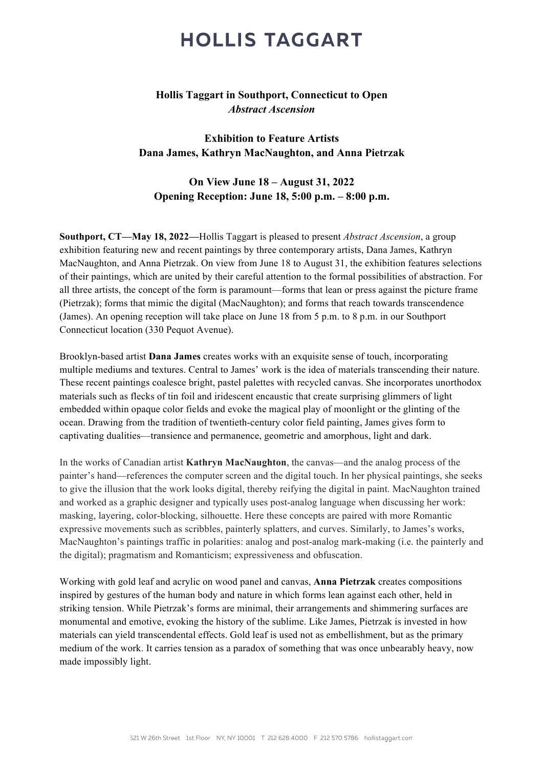# HOLLIS TAGGART

## Hollis Taggart in Southport, Connecticut to Open *Abstract Ascension*

### Exhibition to Feature Artists Dana James, Kathryn MacNaughton, and Anna Pietrzak

### On View June 18 – August 31, 2022
### Opening Reception: June 18, 5:00 p.m. – 8:00 p.m.

**Southport, CT—May 18, 2022—**Hollis Taggart is pleased to present *Abstract Ascension*, a group exhibition featuring new and recent paintings by three contemporary artists, Dana James, Kathryn MacNaughton, and Anna Pietrzak. On view from June 18 to August 31, the exhibition features selections of their paintings, which are united by their careful attention to the formal possibilities of abstraction. For all three artists, the concept of the form is paramount—forms that lean or press against the picture frame (Pietrzak); forms that mimic the digital (MacNaughton); and forms that reach towards transcendence (James). An opening reception will take place on June 18 from 5 p.m. to 8 p.m. in our Southport Connecticut location (330 Pequot Avenue).

Brooklyn-based artist **Dana James** creates works with an exquisite sense of touch, incorporating multiple mediums and textures. Central to James' work is the idea of materials transcending their nature. These recent paintings coalesce bright, pastel palettes with recycled canvas. She incorporates unorthodox materials such as flecks of tin foil and iridescent encaustic that create surprising glimmers of light embedded within opaque color fields and evoke the magical play of moonlight or the glinting of the ocean. Drawing from the tradition of twentieth-century color field painting, James gives form to captivating dualities—transience and permanence, geometric and amorphous, light and dark.

In the works of Canadian artist **Kathryn MacNaughton**, the canvas—and the analog process of the painter's hand—references the computer screen and the digital touch. In her physical paintings, she seeks to give the illusion that the work looks digital, thereby reifying the digital in paint. MacNaughton trained and worked as a graphic designer and typically uses post-analog language when discussing her work: masking, layering, color-blocking, silhouette. Here these concepts are paired with more Romantic expressive movements such as scribbles, painterly splatters, and curves. Similarly, to James's works, MacNaughton's paintings traffic in polarities: analog and post-analog mark-making (i.e. the painterly and the digital); pragmatism and Romanticism; expressiveness and obfuscation.

Working with gold leaf and acrylic on wood panel and canvas, **Anna Pietrzak** creates compositions inspired by gestures of the human body and nature in which forms lean against each other, held in striking tension. While Pietrzak's forms are minimal, their arrangements and shimmering surfaces are monumental and emotive, evoking the history of the sublime. Like James, Pietrzak is invested in how materials can yield transcendental effects. Gold leaf is used not as embellishment, but as the primary medium of the work. It carries tension as a paradox of something that was once unbearably heavy, now made impossibly light.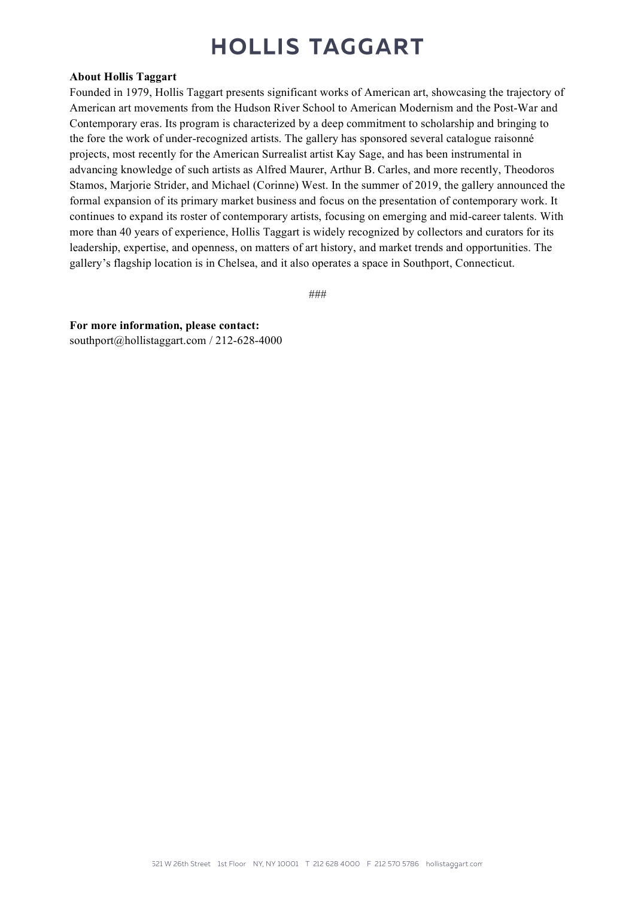**About Hollis Taggart**

Founded in 1979, Hollis Taggart presents significant works of American art, showcasing the trajectory of American art movements from the Hudson River School to American Modernism and the Post-War and Contemporary eras. Its program is characterized by a deep commitment to scholarship and bringing to the fore the work of under-recognized artists. The gallery has sponsored several catalogue raisonné projects, most recently for the American Surrealist artist Kay Sage, and has been instrumental in advancing knowledge of such artists as Alfred Maurer, Arthur B. Carles, and more recently, Theodoros Stamos, Marjorie Strider, and Michael (Corinne) West. In the summer of 2019, the gallery announced the formal expansion of its primary market business and focus on the presentation of contemporary work. It continues to expand its roster of contemporary artists, focusing on emerging and mid-career talents. With more than 40 years of experience, Hollis Taggart is widely recognized by collectors and curators for its leadership, expertise, and openness, on matters of art history, and market trends and opportunities. The gallery's flagship location is in Chelsea, and it also operates a space in Southport, Connecticut.

###

**For more information, please contact:**
southport@hollistaggart.com / 212-628-4000